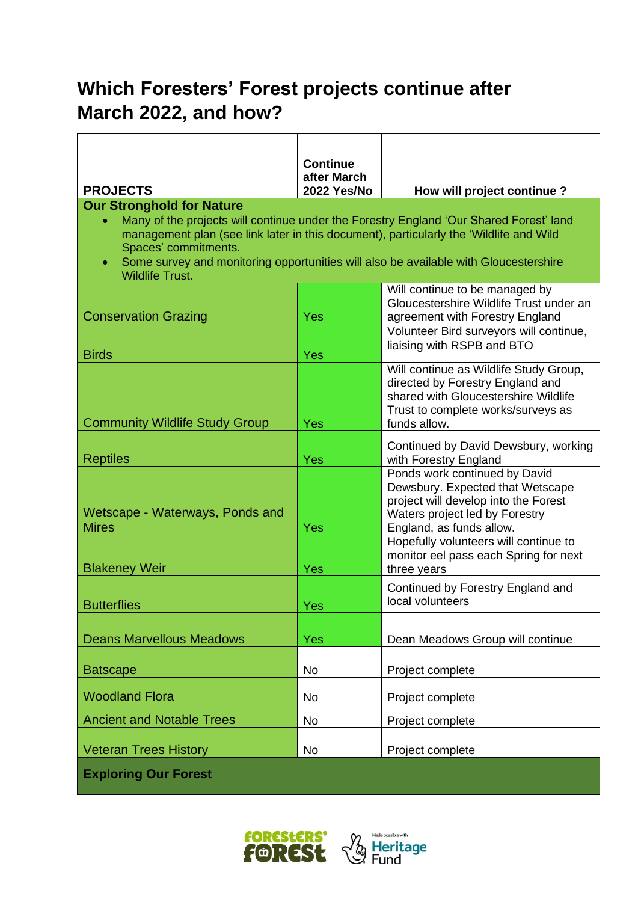# Which Foresters' Forest projects continue after March 2022, and how?

| PROJECTS | Continue after March 2022 Yes/No | How will project continue ? |
|---|---|---|
| **Our Stronghold for Nature** | | |
| • Many of the projects will continue under the Forestry England 'Our Shared Forest' land management plan (see link later in this document), particularly the 'Wildlife and Wild Spaces' commitments.<br>• Some survey and monitoring opportunities will also be available with Gloucestershire Wildlife Trust. | | |
| Conservation Grazing | Yes | Will continue to be managed by Gloucestershire Wildlife Trust under an agreement with Forestry England |
| Birds | Yes | Volunteer Bird surveyors will continue, liaising with RSPB and BTO |
| Community Wildlife Study Group | Yes | Will continue as Wildlife Study Group, directed by Forestry England and shared with Gloucestershire Wildlife Trust to complete works/surveys as funds allow. |
| Reptiles | Yes | Continued by David Dewsbury, working with Forestry England |
| Wetscape - Waterways, Ponds and Mires | Yes | Ponds work continued by David Dewsbury. Expected that Wetscape project will develop into the Forest Waters project led by Forestry England, as funds allow. |
| Blakeney Weir | Yes | Hopefully volunteers will continue to monitor eel pass each Spring for next three years |
| Butterflies | Yes | Continued by Forestry England and local volunteers |
| Deans Marvellous Meadows | Yes | Dean Meadows Group will continue |
| Batscape | No | Project complete |
| Woodland Flora | No | Project complete |
| Ancient and Notable Trees | No | Project complete |
| Veteran Trees History | No | Project complete |
| **Exploring Our Forest** | | |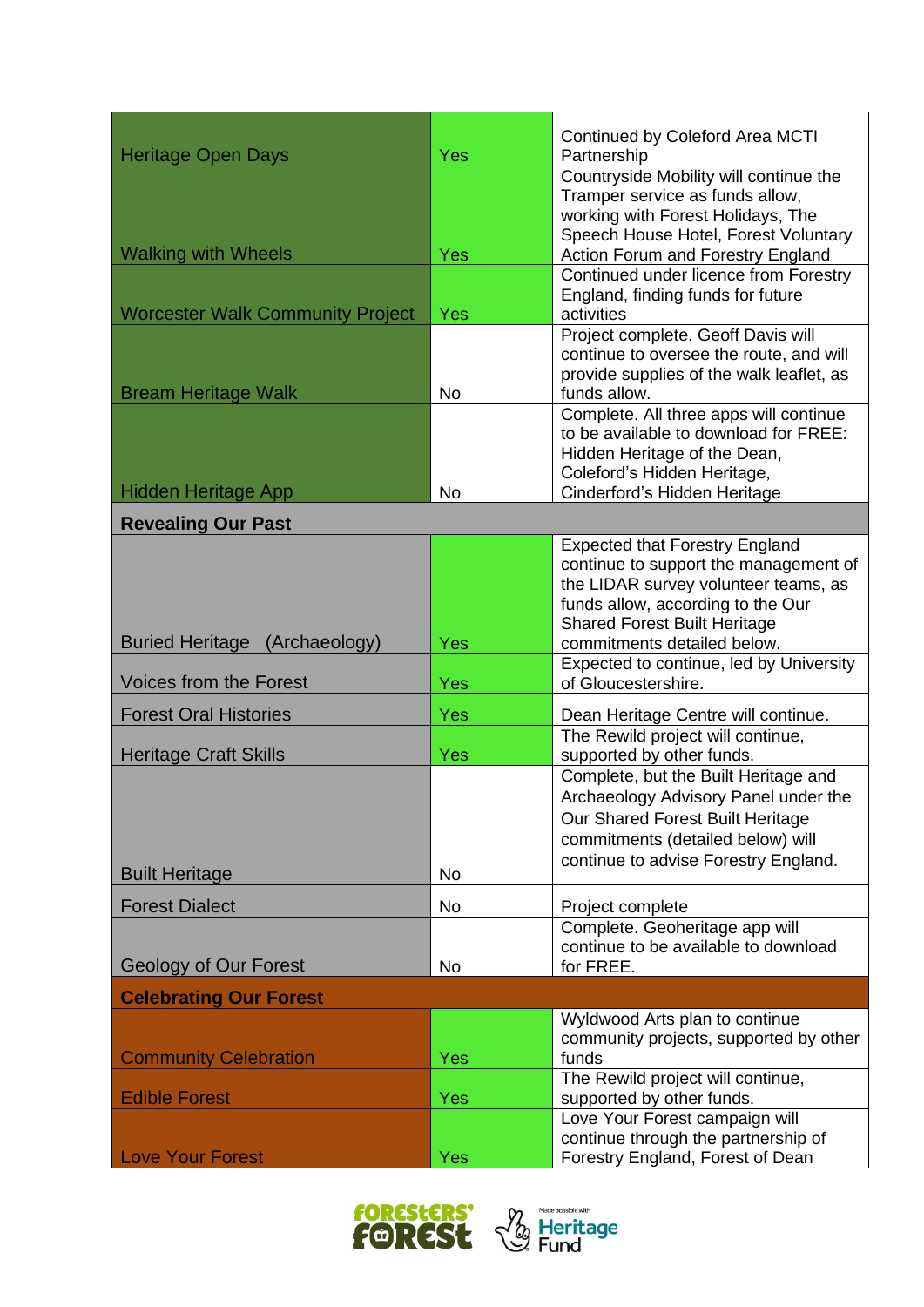| | | |
|---|---|---|
| Heritage Open Days | Yes | Continued by Coleford Area MCTI Partnership |
| Walking with Wheels | Yes | Countryside Mobility will continue the Tramper service as funds allow, working with Forest Holidays, The Speech House Hotel, Forest Voluntary Action Forum and Forestry England |
| Worcester Walk Community Project | Yes | Continued under licence from Forestry England, finding funds for future activities |
| Bream Heritage Walk | No | Project complete. Geoff Davis will continue to oversee the route, and will provide supplies of the walk leaflet, as funds allow. |
| Hidden Heritage App | No | Complete. All three apps will continue to be available to download for FREE: Hidden Heritage of the Dean, Coleford's Hidden Heritage, Cinderford's Hidden Heritage |
| **Revealing Our Past** | | |
| Buried Heritage (Archaeology) | Yes | Expected that Forestry England continue to support the management of the LIDAR survey volunteer teams, as funds allow, according to the Our Shared Forest Built Heritage commitments detailed below. |
| Voices from the Forest | Yes | Expected to continue, led by University of Gloucestershire. |
| Forest Oral Histories | Yes | Dean Heritage Centre will continue. |
| Heritage Craft Skills | Yes | The Rewild project will continue, supported by other funds. |
| Built Heritage | No | Complete, but the Built Heritage and Archaeology Advisory Panel under the Our Shared Forest Built Heritage commitments (detailed below) will continue to advise Forestry England. |
| Forest Dialect | No | Project complete |
| Geology of Our Forest | No | Complete. Geoheritage app will continue to be available to download for FREE. |
| **Celebrating Our Forest** | | |
| Community Celebration | Yes | Wyldwood Arts plan to continue community projects, supported by other funds |
| Edible Forest | Yes | The Rewild project will continue, supported by other funds. |
| Love Your Forest | Yes | Love Your Forest campaign will continue through the partnership of Forestry England, Forest of Dean |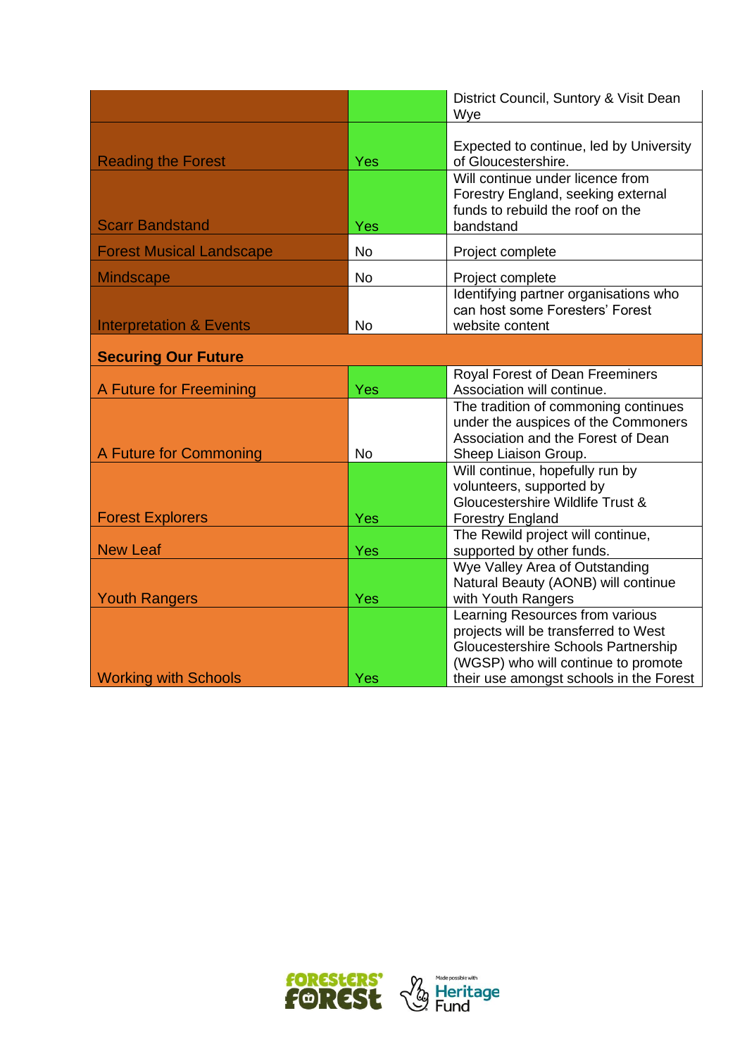| | | |
|---|---|---|
| | | District Council, Suntory & Visit Dean Wye |
| Reading the Forest | Yes | Expected to continue, led by University of Gloucestershire. |
| Scarr Bandstand | Yes | Will continue under licence from Forestry England, seeking external funds to rebuild the roof on the bandstand |
| Forest Musical Landscape | No | Project complete |
| Mindscape | No | Project complete |
| Interpretation & Events | No | Identifying partner organisations who can host some Foresters' Forest website content |
| **Securing Our Future** | | |
| A Future for Freemining | Yes | Royal Forest of Dean Freeminers Association will continue. |
| A Future for Commoning | No | The tradition of commoning continues under the auspices of the Commoners Association and the Forest of Dean Sheep Liaison Group. |
| Forest Explorers | Yes | Will continue, hopefully run by volunteers, supported by Gloucestershire Wildlife Trust & Forestry England |
| New Leaf | Yes | The Rewild project will continue, supported by other funds. |
| Youth Rangers | Yes | Wye Valley Area of Outstanding Natural Beauty (AONB) will continue with Youth Rangers |
| Working with Schools | Yes | Learning Resources from various projects will be transferred to West Gloucestershire Schools Partnership (WGSP) who will continue to promote their use amongst schools in the Forest |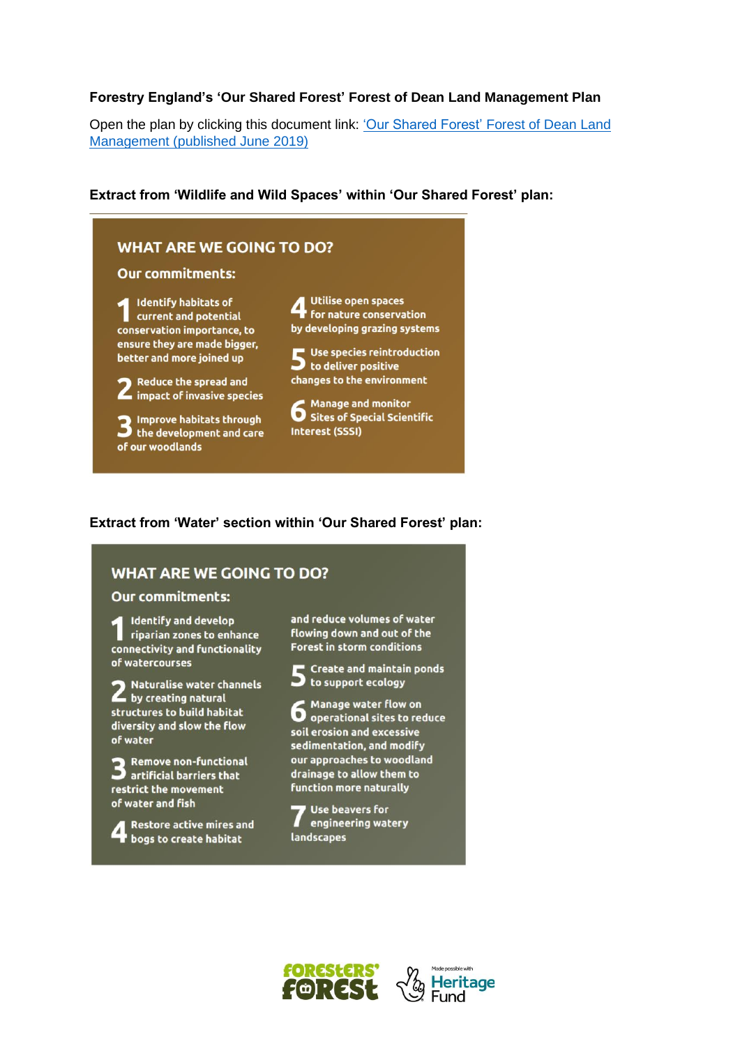**Forestry England's 'Our Shared Forest' Forest of Dean Land Management Plan**

Open the plan by clicking this document link: ['Our Shared Forest' Forest of Dean Land Management (published June 2019)]()

**Extract from 'Wildlife and Wild Spaces' within 'Our Shared Forest' plan:**

## WHAT ARE WE GOING TO DO?

### Our commitments:

1. Identify habitats of current and potential conservation importance, to ensure they are made bigger, better and more joined up
2. Reduce the spread and impact of invasive species
3. Improve habitats through the development and care of our woodlands
4. Utilise open spaces for nature conservation by developing grazing systems
5. Use species reintroduction to deliver positive changes to the environment
6. Manage and monitor Sites of Special Scientific Interest (SSSI)

**Extract from 'Water' section within 'Our Shared Forest' plan:**

## WHAT ARE WE GOING TO DO?

### Our commitments:

1. Identify and develop riparian zones to enhance connectivity and functionality of watercourses
2. Naturalise water channels by creating natural structures to build habitat diversity and slow the flow of water
3. Remove non-functional artificial barriers that restrict the movement of water and fish
4. Restore active mires and bogs to create habitat and reduce volumes of water flowing down and out of the Forest in storm conditions
5. Create and maintain ponds to support ecology
6. Manage water flow on operational sites to reduce soil erosion and excessive sedimentation, and modify our approaches to woodland drainage to allow them to function more naturally
7. Use beavers for engineering watery landscapes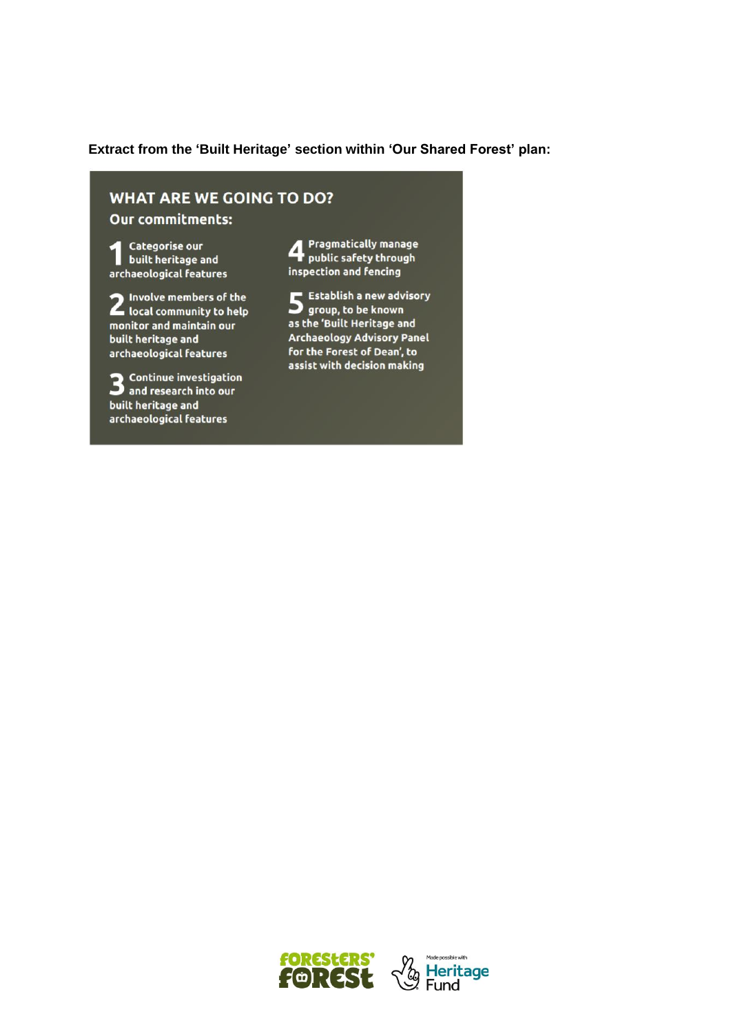**Extract from the 'Built Heritage' section within 'Our Shared Forest' plan:**

## WHAT ARE WE GOING TO DO?

### Our commitments:

1. Categorise our built heritage and archaeological features
2. Involve members of the local community to help monitor and maintain our built heritage and archaeological features
3. Continue investigation and research into our built heritage and archaeological features
4. Pragmatically manage public safety through inspection and fencing
5. Establish a new advisory group, to be known as the 'Built Heritage and Archaeology Advisory Panel for the Forest of Dean', to assist with decision making